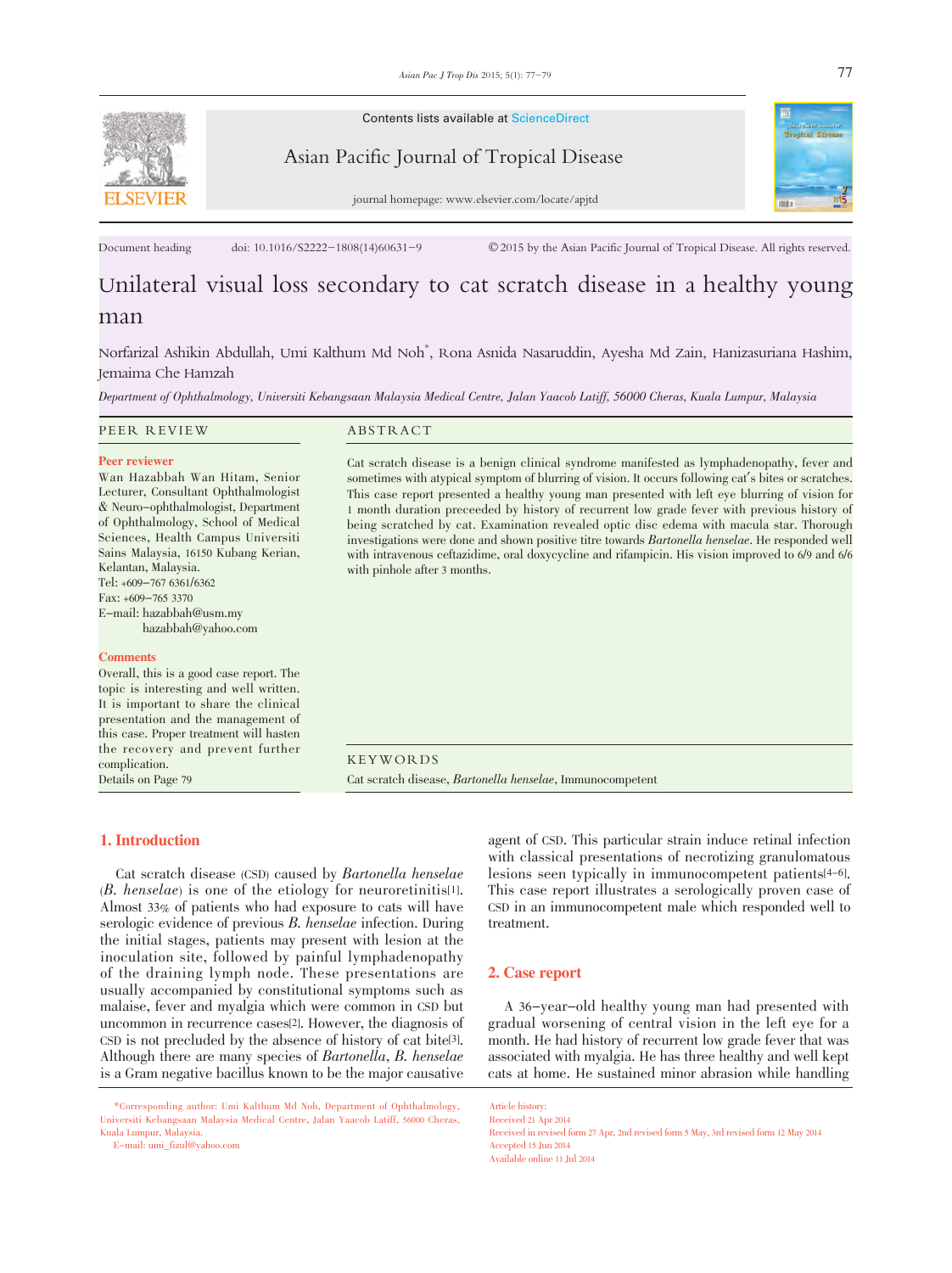Document heading doi: 10.1016/S2222-1808(14)60631-9 ©2015 by the Asian Pacific Journal of Tropical Disease. All rights reserved.

# Unilateral visual loss secondary to cat scratch disease in a healthy young man

Norfarizal Ashikin Abdullah, Umi Kalthum Md Noh*, Rona Asnida Nasaruddin, Ayesha Md Zain, Hanizasuriana Hashim, Jemaima Che Hamzah

*Department of Ophthalmology, Universiti Kebangsaan Malaysia Medical Centre, Jalan Yaacob Latiff, 56000 Cheras, Kuala Lumpur, Malaysia*

## PEER REVIEW

**Peer reviewer**

Wan Hazabbah Wan Hitam, Senior Lecturer, Consultant Ophthalmologist & Neuro-ophthalmologist, Department of Ophthalmology, School of Medical Sciences, Health Campus Universiti Sains Malaysia, 16150 Kubang Kerian, Kelantan, Malaysia.
Tel: +609-767 6361/6362
Fax: +609-765 3370
E-mail: hazabbah@usm.my
hazabbah@yahoo.com

**Comments**

Overall, this is a good case report. The topic is interesting and well written. It is important to share the clinical presentation and the management of this case. Proper treatment will hasten the recovery and prevent further complication.
Details on Page 79

## ABSTRACT

Cat scratch disease is a benign clinical syndrome manifested as lymphadenopathy, fever and sometimes with atypical symptom of blurring of vision. It occurs following cat's bites or scratches. This case report presented a healthy young man presented with left eye blurring of vision for 1 month duration preceeded by history of recurrent low grade fever with previous history of being scratched by cat. Examination revealed optic disc edema with macula star. Thorough investigations were done and shown positive titre towards *Bartonella henselae*. He responded well with intravenous ceftazidime, oral doxycycline and rifampicin. His vision improved to 6/9 and 6/6 with pinhole after 3 months.

## KEYWORDS

Cat scratch disease, *Bartonella henselae*, Immunocompetent

## 1. Introduction

Cat scratch disease (CSD) caused by *Bartonella henselae* (*B. henselae*) is one of the etiology for neuroretinitis[1]. Almost 33% of patients who had exposure to cats will have serologic evidence of previous *B. henselae* infection. During the initial stages, patients may present with lesion at the inoculation site, followed by painful lymphadenopathy of the draining lymph node. These presentations are usually accompanied by constitutional symptoms such as malaise, fever and myalgia which were common in CSD but uncommon in recurrence cases[2]. However, the diagnosis of CSD is not precluded by the absence of history of cat bite[3]. Although there are many species of *Bartonella*, *B. henselae* is a Gram negative bacillus known to be the major causative agent of CSD. This particular strain induce retinal infection with classical presentations of necrotizing granulomatous lesions seen typically in immunocompetent patients[4-6]. This case report illustrates a serologically proven case of CSD in an immunocompetent male which responded well to treatment.

## 2. Case report

A 36-year-old healthy young man had presented with gradual worsening of central vision in the left eye for a month. He had history of recurrent low grade fever that was associated with myalgia. He has three healthy and well kept cats at home. He sustained minor abrasion while handling

*Corresponding author: Umi Kalthum Md Noh, Department of Ophthalmology, Universiti Kebangsaan Malaysia Medical Centre, Jalan Yaacob Latiff, 56000 Cheras, Kuala Lumpur, Malaysia.
E-mail: umi_fizul@yahoo.com

Article history:
Received 21 Apr 2014
Received in revised form 27 Apr, 2nd revised form 5 May, 3rd revised form 12 May 2014
Accepted 15 Jun 2014
Available online 11 Jul 2014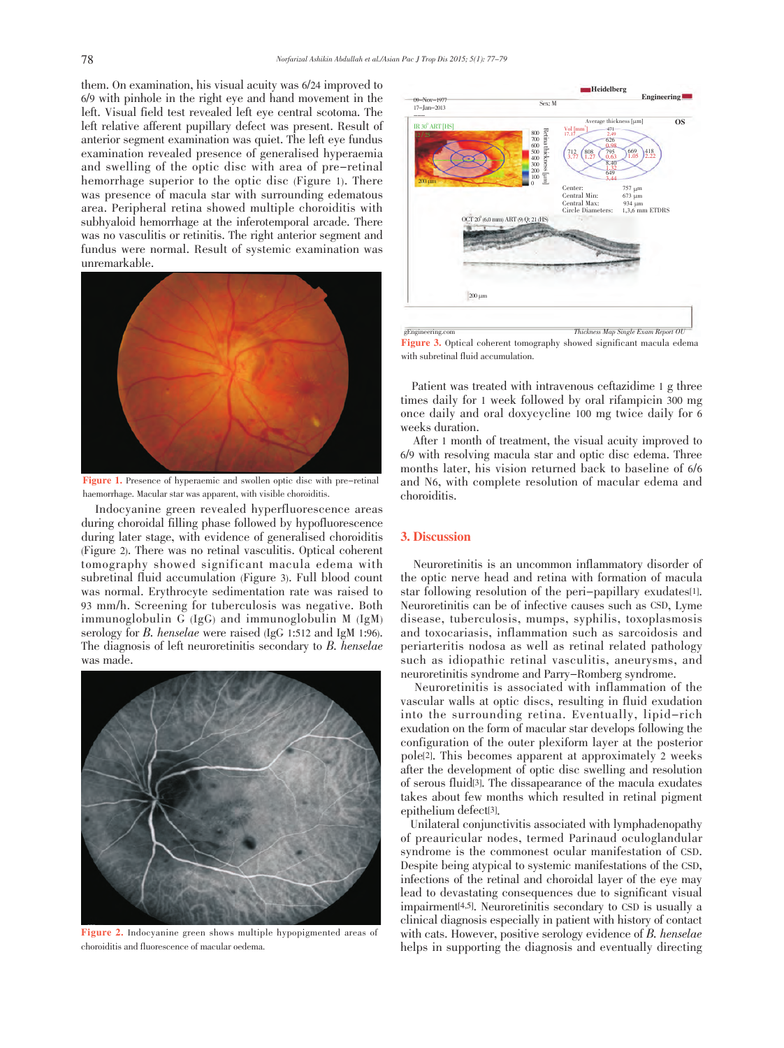them. On examination, his visual acuity was 6/24 improved to 6/9 with pinhole in the right eye and hand movement in the left. Visual field test revealed left eye central scotoma. The left relative afferent pupillary defect was present. Result of anterior segment examination was quiet. The left eye fundus examination revealed presence of generalised hyperaemia and swelling of the optic disc with area of pre–retinal hemorrhage superior to the optic disc (Figure 1). There was presence of macula star with surrounding edematous area. Peripheral retina showed multiple choroiditis with subhyaloid hemorrhage at the inferotemporal arcade. There was no vasculitis or retinitis. The right anterior segment and fundus were normal. Result of systemic examination was unremarkable.

**Figure 1.** Presence of hyperaemic and swollen optic disc with pre–retinal haemorrhage. Macular star was apparent, with visible choroiditis.

Indocyanine green revealed hyperfluorescence areas during choroidal filling phase followed by hypofluorescence during later stage, with evidence of generalised choroiditis (Figure 2). There was no retinal vasculitis. Optical coherent tomography showed significant macula edema with subretinal fluid accumulation (Figure 3). Full blood count was normal. Erythrocyte sedimentation rate was raised to 93 mm/h. Screening for tuberculosis was negative. Both immunoglobulin G (IgG) and immunoglobulin M (IgM) serology for *B. henselae* were raised (IgG 1:512 and IgM 1:96). The diagnosis of left neuroretinitis secondary to *B. henselae* was made.

**Figure 2.** Indocyanine green shows multiple hypopigmented areas of choroiditis and fluorescence of macular oedema.

**Figure 3.** Optical coherent tomography showed significant macula edema with subretinal fluid accumulation.

Patient was treated with intravenous ceftazidime 1 g three times daily for 1 week followed by oral rifampicin 300 mg once daily and oral doxycycline 100 mg twice daily for 6 weeks duration.

After 1 month of treatment, the visual acuity improved to 6/9 with resolving macula star and optic disc edema. Three months later, his vision returned back to baseline of 6/6 and N6, with complete resolution of macular edema and choroiditis.

## 3. Discussion

Neuroretinitis is an uncommon inflammatory disorder of the optic nerve head and retina with formation of macula star following resolution of the peri–papillary exudates[1]. Neuroretinitis can be of infective causes such as CSD, Lyme disease, tuberculosis, mumps, syphilis, toxoplasmosis and toxocariasis, inflammation such as sarcoidosis and periarteritis nodosa as well as retinal related pathology such as idiopathic retinal vasculitis, aneurysms, and neuroretinitis syndrome and Parry–Romberg syndrome.

Neuroretinitis is associated with inflammation of the vascular walls at optic discs, resulting in fluid exudation into the surrounding retina. Eventually, lipid–rich exudation on the form of macular star develops following the configuration of the outer plexiform layer at the posterior pole[2]. This becomes apparent at approximately 2 weeks after the development of optic disc swelling and resolution of serous fluid[3]. The dissapearance of the macula exudates takes about few months which resulted in retinal pigment epithelium defect[3].

Unilateral conjunctivitis associated with lymphadenopathy of preauricular nodes, termed Parinaud oculoglandular syndrome is the commonest ocular manifestation of CSD. Despite being atypical to systemic manifestations of the CSD, infections of the retinal and choroidal layer of the eye may lead to devastating consequences due to significant visual impairment[4,5]. Neuroretinitis secondary to CSD is usually a clinical diagnosis especially in patient with history of contact with cats. However, positive serology evidence of *B. henselae* helps in supporting the diagnosis and eventually directing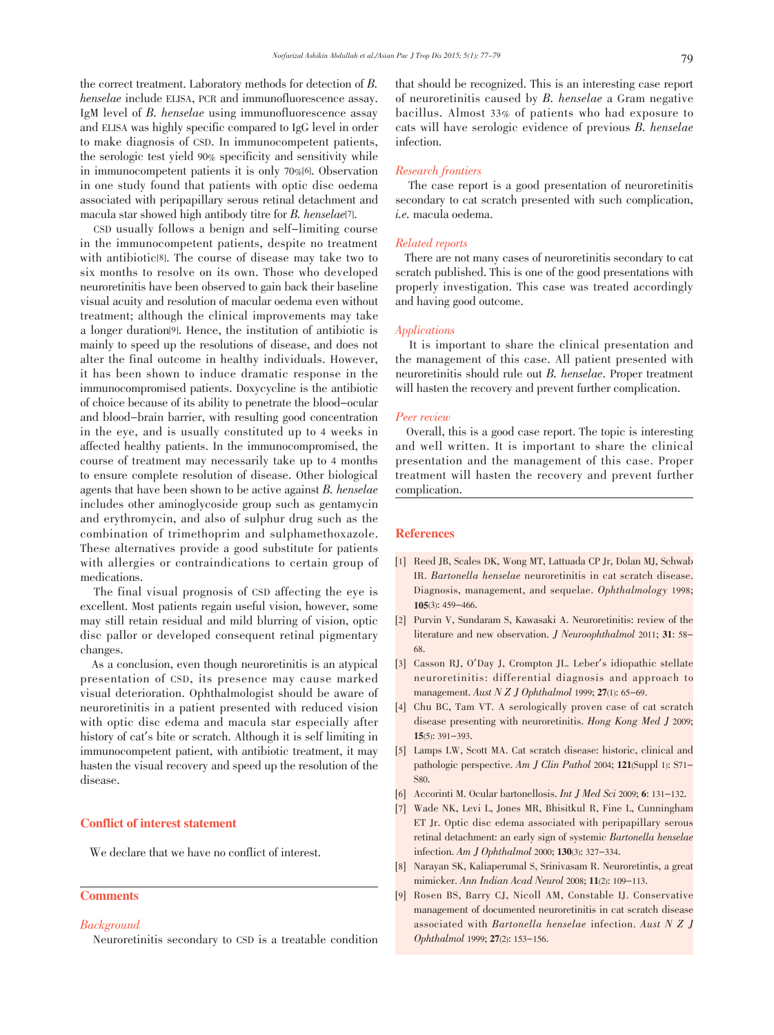the correct treatment. Laboratory methods for detection of *B. henselae* include ELISA, PCR and immunofluorescence assay. IgM level of *B. henselae* using immunofluorescence assay and ELISA was highly specific compared to IgG level in order to make diagnosis of CSD. In immunocompetent patients, the serologic test yield 90% specificity and sensitivity while in immunocompetent patients it is only 70%[6]. Observation in one study found that patients with optic disc oedema associated with peripapillary serous retinal detachment and macula star showed high antibody titre for *B. henselae*[7].

CSD usually follows a benign and self-limiting course in the immunocompetent patients, despite no treatment with antibiotic[8]. The course of disease may take two to six months to resolve on its own. Those who developed neuroretinitis have been observed to gain back their baseline visual acuity and resolution of macular oedema even without treatment; although the clinical improvements may take a longer duration[9]. Hence, the institution of antibiotic is mainly to speed up the resolutions of disease, and does not alter the final outcome in healthy individuals. However, it has been shown to induce dramatic response in the immunocompromised patients. Doxycycline is the antibiotic of choice because of its ability to penetrate the blood-ocular and blood-brain barrier, with resulting good concentration in the eye, and is usually constituted up to 4 weeks in affected healthy patients. In the immunocompromised, the course of treatment may necessarily take up to 4 months to ensure complete resolution of disease. Other biological agents that have been shown to be active against *B. henselae* includes other aminoglycoside group such as gentamycin and erythromycin, and also of sulphur drug such as the combination of trimethoprim and sulphamethoxazole. These alternatives provide a good substitute for patients with allergies or contraindications to certain group of medications.

The final visual prognosis of CSD affecting the eye is excellent. Most patients regain useful vision, however, some may still retain residual and mild blurring of vision, optic disc pallor or developed consequent retinal pigmentary changes.

As a conclusion, even though neuroretinitis is an atypical presentation of CSD, its presence may cause marked visual deterioration. Ophthalmologist should be aware of neuroretinitis in a patient presented with reduced vision with optic disc edema and macula star especially after history of cat's bite or scratch. Although it is self limiting in immunocompetent patient, with antibiotic treatment, it may hasten the visual recovery and speed up the resolution of the disease.

## Conflict of interest statement

We declare that we have no conflict of interest.

## Comments

### *Background*

Neuroretinitis secondary to CSD is a treatable condition that should be recognized. This is an interesting case report of neuroretinitis caused by *B. henselae* a Gram negative bacillus. Almost 33% of patients who had exposure to cats will have serologic evidence of previous *B. henselae* infection.

### *Research frontiers*

The case report is a good presentation of neuroretinitis secondary to cat scratch presented with such complication, *i.e.* macula oedema.

### *Related reports*

There are not many cases of neuroretinitis secondary to cat scratch published. This is one of the good presentations with properly investigation. This case was treated accordingly and having good outcome.

### *Applications*

It is important to share the clinical presentation and the management of this case. All patient presented with neuroretinitis should rule out *B. henselae*. Proper treatment will hasten the recovery and prevent further complication.

### *Peer review*

Overall, this is a good case report. The topic is interesting and well written. It is important to share the clinical presentation and the management of this case. Proper treatment will hasten the recovery and prevent further complication.

## References

[1] Reed JB, Scales DK, Wong MT, Lattuada CP Jr, Dolan MJ, Schwab IR. *Bartonella henselae* neuroretinitis in cat scratch disease. Diagnosis, management, and sequelae. *Ophthalmology* 1998; **105**(3): 459-466.

[2] Purvin V, Sundaram S, Kawasaki A. Neuroretinitis: review of the literature and new observation. *J Neuroophthalmol* 2011; **31**: 58-68.

[3] Casson RJ, O'Day J, Crompton JL. Leber's idiopathic stellate neuroretinitis: differential diagnosis and approach to management. *Aust N Z J Ophthalmol* 1999; **27**(1): 65-69.

[4] Chu BC, Tam VT. A serologically proven case of cat scratch disease presenting with neuroretinitis. *Hong Kong Med J* 2009; **15**(5): 391-393.

[5] Lamps LW, Scott MA. Cat scratch disease: historic, clinical and pathologic perspective. *Am J Clin Pathol* 2004; **121**(Suppl 1): S71-S80.

[6] Accorinti M. Ocular bartonellosis. *Int J Med Sci* 2009; **6**: 131-132.

[7] Wade NK, Levi L, Jones MR, Bhisitkul R, Fine L, Cunningham ET Jr. Optic disc edema associated with peripapillary serous retinal detachment: an early sign of systemic *Bartonella henselae* infection. *Am J Ophthalmol* 2000; **130**(3): 327-334.

[8] Narayan SK, Kaliaperumal S, Srinivasam R. Neuroretintis, a great mimicker. *Ann Indian Acad Neurol* 2008; **11**(2): 109-113.

[9] Rosen BS, Barry CJ, Nicoll AM, Constable IJ. Conservative management of documented neuroretinitis in cat scratch disease associated with *Bartonella henselae* infection. *Aust N Z J Ophthalmol* 1999; **27**(2): 153-156.